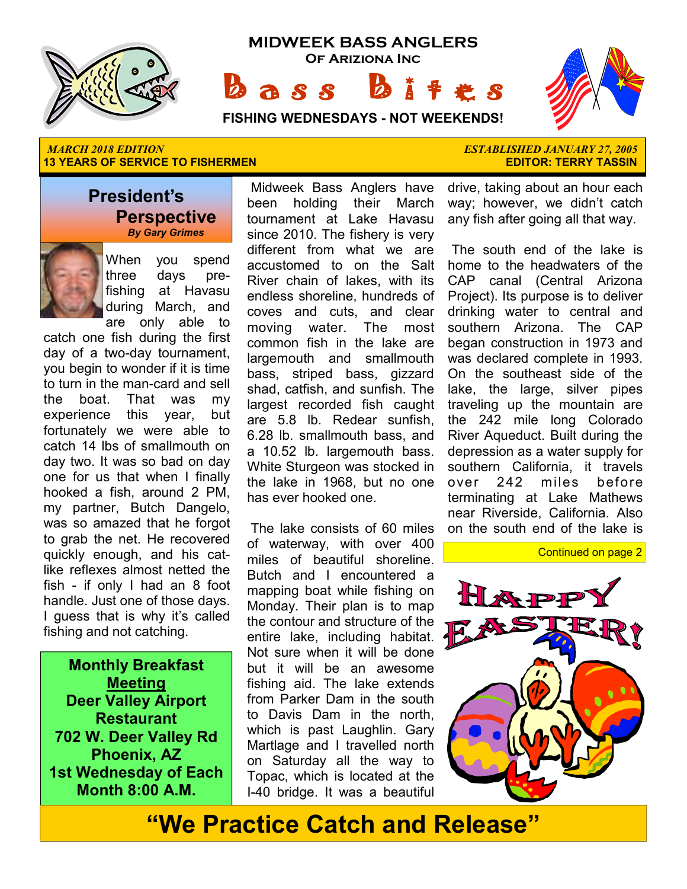# MIDWEEK BASS ANGLERS

**Of Arizona Inc**

# Bass Bites

**FISHING WEDNESDAYS - NOT WEEKENDS!**

*MARCH 2018 EDITION* *ESTABLISHED JANUARY 27, 2005*

**13 YEARS OF SERVICE TO FISHERMEN** **EDITOR: TERRY TASSIN**

## President's Perspective

***By Gary Grimes***

When you spend three days pre-fishing at Havasu during March, and are only able to catch one fish during the first day of a two-day tournament, you begin to wonder if it is time to turn in the man-card and sell the boat. That was my experience this year, but fortunately we were able to catch 14 lbs of smallmouth on day two. It was so bad on day one for us that when I finally hooked a fish, around 2 PM, my partner, Butch Dangelo, was so amazed that he forgot to grab the net. He recovered quickly enough, and his cat-like reflexes almost netted the fish - if only I had an 8 foot handle. Just one of those days. I guess that is why it's called fishing and not catching.

Midweek Bass Anglers have been holding their March tournament at Lake Havasu since 2010. The fishery is very different from what we are accustomed to on the Salt River chain of lakes, with its endless shoreline, hundreds of coves and cuts, and clear moving water. The most common fish in the lake are largemouth and smallmouth bass, striped bass, gizzard shad, catfish, and sunfish. The largest recorded fish caught are 5.8 lb. Redear sunfish, 6.28 lb. smallmouth bass, and a 10.52 lb. largemouth bass. White Sturgeon was stocked in the lake in 1968, but no one has ever hooked one.

The lake consists of 60 miles of waterway, with over 400 miles of beautiful shoreline. Butch and I encountered a mapping boat while fishing on Monday. Their plan is to map the contour and structure of the entire lake, including habitat. Not sure when it will be done but it will be an awesome fishing aid. The lake extends from Parker Dam in the south to Davis Dam in the north, which is past Laughlin. Gary Martlage and I travelled north on Saturday all the way to Topac, which is located at the I-40 bridge. It was a beautiful drive, taking about an hour each way; however, we didn't catch any fish after going all that way.

The south end of the lake is home to the headwaters of the CAP canal (Central Arizona Project). Its purpose is to deliver drinking water to central and southern Arizona. The CAP began construction in 1973 and was declared complete in 1993. On the southeast side of the lake, the large, silver pipes traveling up the mountain are the 242 mile long Colorado River Aqueduct. Built during the depression as a water supply for southern California, it travels over 242 miles before terminating at Lake Mathews near Riverside, California. Also on the south end of the lake is

Continued on page 2

**Monthly Breakfast <u>Meeting</u>**
**Deer Valley Airport Restaurant**
**702 W. Deer Valley Rd**
**Phoenix, AZ**
**1st Wednesday of Each Month 8:00 A.M.**

**HAPPY EASTER!**

## "We Practice Catch and Release"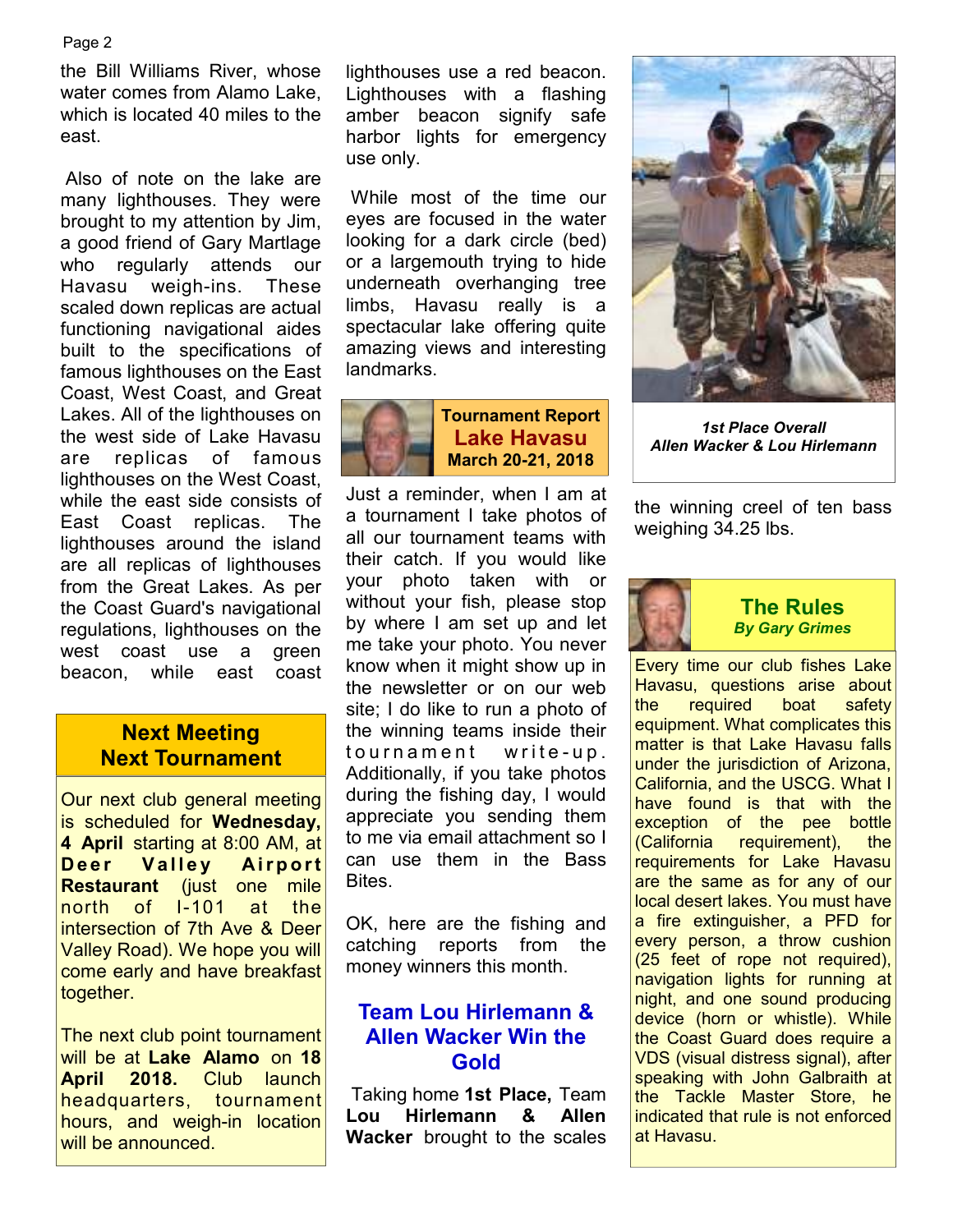the Bill Williams River, whose water comes from Alamo Lake, which is located 40 miles to the east.

Also of note on the lake are many lighthouses. They were brought to my attention by Jim, a good friend of Gary Martlage who regularly attends our Havasu weigh-ins. These scaled down replicas are actual functioning navigational aides built to the specifications of famous lighthouses on the East Coast, West Coast, and Great Lakes. All of the lighthouses on the west side of Lake Havasu are replicas of famous lighthouses on the West Coast, while the east side consists of East Coast replicas. The lighthouses around the island are all replicas of lighthouses from the Great Lakes. As per the Coast Guard's navigational regulations, lighthouses on the west coast use a green beacon, while east coast lighthouses use a red beacon. Lighthouses with a flashing amber beacon signify safe harbor lights for emergency use only.

While most of the time our eyes are focused in the water looking for a dark circle (bed) or a largemouth trying to hide underneath overhanging tree limbs, Havasu really is a spectacular lake offering quite amazing views and interesting landmarks.

## Next Meeting Next Tournament

Our next club general meeting is scheduled for **Wednesday, 4 April** starting at 8:00 AM, at **Deer Valley Airport Restaurant** (just one mile north of I-101 at the intersection of 7th Ave & Deer Valley Road). We hope you will come early and have breakfast together.

The next club point tournament will be at **Lake Alamo** on **18 April 2018.** Club launch headquarters, tournament hours, and weigh-in location will be announced.

## Tournament Report Lake Havasu March 20-21, 2018

Just a reminder, when I am at a tournament I take photos of all our tournament teams with their catch. If you would like your photo taken with or without your fish, please stop by where I am set up and let me take your photo. You never know when it might show up in the newsletter or on our web site; I do like to run a photo of the winning teams inside their tournament write-up. Additionally, if you take photos during the fishing day, I would appreciate you sending them to me via email attachment so I can use them in the Bass Bites.

OK, here are the fishing and catching reports from the money winners this month.

### Team Lou Hirlemann & Allen Wacker Win the Gold

Taking home **1st Place,** Team **Lou Hirlemann & Allen Wacker** brought to the scales the winning creel of ten bass weighing 34.25 lbs.

*1st Place Overall Allen Wacker & Lou Hirlemann*

## The Rules

*By Gary Grimes*

Every time our club fishes Lake Havasu, questions arise about the required boat safety equipment. What complicates this matter is that Lake Havasu falls under the jurisdiction of Arizona, California, and the USCG. What I have found is that with the exception of the pee bottle (California requirement), the requirements for Lake Havasu are the same as for any of our local desert lakes. You must have a fire extinguisher, a PFD for every person, a throw cushion (25 feet of rope not required), navigation lights for running at night, and one sound producing device (horn or whistle). While the Coast Guard does require a VDS (visual distress signal), after speaking with John Galbraith at the Tackle Master Store, he indicated that rule is not enforced at Havasu.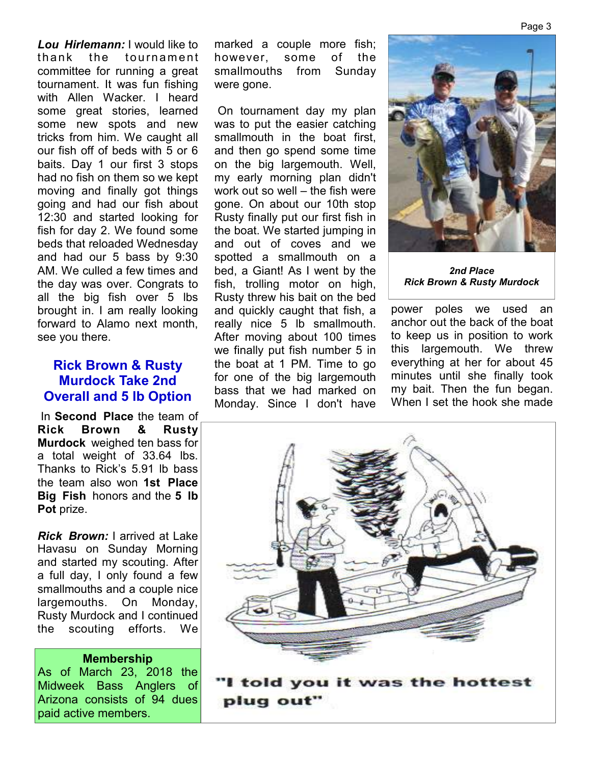***Lou Hirlemann:*** I would like to thank the tournament committee for running a great tournament. It was fun fishing with Allen Wacker. I heard some great stories, learned some new spots and new tricks from him. We caught all our fish off of beds with 5 or 6 baits. Day 1 our first 3 stops had no fish on them so we kept moving and finally got things going and had our fish about 12:30 and started looking for fish for day 2. We found some beds that reloaded Wednesday and had our 5 bass by 9:30 AM. We culled a few times and the day was over. Congrats to all the big fish over 5 lbs brought in. I am really looking forward to Alamo next month, see you there.

## Rick Brown & Rusty Murdock Take 2nd Overall and 5 lb Option

In **Second Place** the team of **Rick Brown & Rusty Murdock** weighed ten bass for a total weight of 33.64 lbs. Thanks to Rick's 5.91 lb bass the team also won **1st Place Big Fish** honors and the **5 lb Pot** prize.

***Rick Brown:*** I arrived at Lake Havasu on Sunday Morning and started my scouting. After a full day, I only found a few smallmouths and a couple nice largemouths. On Monday, Rusty Murdock and I continued the scouting efforts. We marked a couple more fish; however, some of the smallmouths from Sunday were gone.

On tournament day my plan was to put the easier catching smallmouth in the boat first, and then go spend some time on the big largemouth. Well, my early morning plan didn't work out so well – the fish were gone. On about our 10th stop Rusty finally put our first fish in the boat. We started jumping in and out of coves and we spotted a smallmouth on a bed, a Giant! As I went by the fish, trolling motor on high, Rusty threw his bait on the bed and quickly caught that fish, a really nice 5 lb smallmouth. After moving about 100 times we finally put fish number 5 in the boat at 1 PM. Time to go for one of the big largemouth bass that we had marked on Monday. Since I don't have power poles we used an anchor out the back of the boat to keep us in position to work this largemouth. We threw everything at her for about 45 minutes until she finally took my bait. Then the fun began. When I set the hook she made

***2nd Place***
***Rick Brown & Rusty Murdock***

"I told you it was the hottest plug out"

**Membership**
As of March 23, 2018 the Midweek Bass Anglers of Arizona consists of 94 dues paid active members.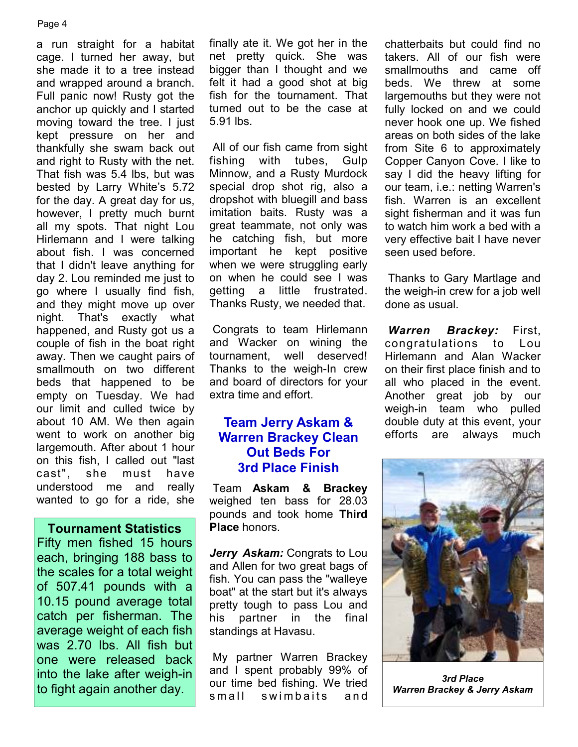a run straight for a habitat cage. I turned her away, but she made it to a tree instead and wrapped around a branch. Full panic now! Rusty got the anchor up quickly and I started moving toward the tree. I just kept pressure on her and thankfully she swam back out and right to Rusty with the net. That fish was 5.4 lbs, but was bested by Larry White's 5.72 for the day. A great day for us, however, I pretty much burnt all my spots. That night Lou Hirlemann and I were talking about fish. I was concerned that I didn't leave anything for day 2. Lou reminded me just to go where I usually find fish, and they might move up over night. That's exactly what happened, and Rusty got us a couple of fish in the boat right away. Then we caught pairs of smallmouth on two different beds that happened to be empty on Tuesday. We had our limit and culled twice by about 10 AM. We then again went to work on another big largemouth. After about 1 hour on this fish, I called out "last cast", she must have understood me and really wanted to go for a ride, she finally ate it. We got her in the net pretty quick. She was bigger than I thought and we felt it had a good shot at big fish for the tournament. That turned out to be the case at 5.91 lbs.

All of our fish came from sight fishing with tubes, Gulp Minnow, and a Rusty Murdock special drop shot rig, also a dropshot with bluegill and bass imitation baits. Rusty was a great teammate, not only was he catching fish, but more important he kept positive when we were struggling early on when he could see I was getting a little frustrated. Thanks Rusty, we needed that.

Congrats to team Hirlemann and Wacker on wining the tournament, well deserved! Thanks to the weigh-In crew and board of directors for your extra time and effort.

**Tournament Statistics**

Fifty men fished 15 hours each, bringing 188 bass to the scales for a total weight of 507.41 pounds with a 10.15 pound average total catch per fisherman. The average weight of each fish was 2.70 lbs. All fish but one were released back into the lake after weigh-in to fight again another day.

## Team Jerry Askam & Warren Brackey Clean Out Beds For 3rd Place Finish

Team **Askam & Brackey** weighed ten bass for 28.03 pounds and took home **Third Place** honors.

***Jerry Askam:*** Congrats to Lou and Allen for two great bags of fish. You can pass the "walleye boat" at the start but it's always pretty tough to pass Lou and his partner in the final standings at Havasu.

My partner Warren Brackey and I spent probably 99% of our time bed fishing. We tried small swimbaits and chatterbaits but could find no takers. All of our fish were smallmouths and came off beds. We threw at some largemouths but they were not fully locked on and we could never hook one up. We fished areas on both sides of the lake from Site 6 to approximately Copper Canyon Cove. I like to say I did the heavy lifting for our team, i.e.: netting Warren's fish. Warren is an excellent sight fisherman and it was fun to watch him work a bed with a very effective bait I have never seen used before.

Thanks to Gary Martlage and the weigh-in crew for a job well done as usual.

***Warren Brackey:*** First, congratulations to Lou Hirlemann and Alan Wacker on their first place finish and to all who placed in the event. Another great job by our weigh-in team who pulled double duty at this event, your efforts are always much

***3rd Place***
***Warren Brackey & Jerry Askam***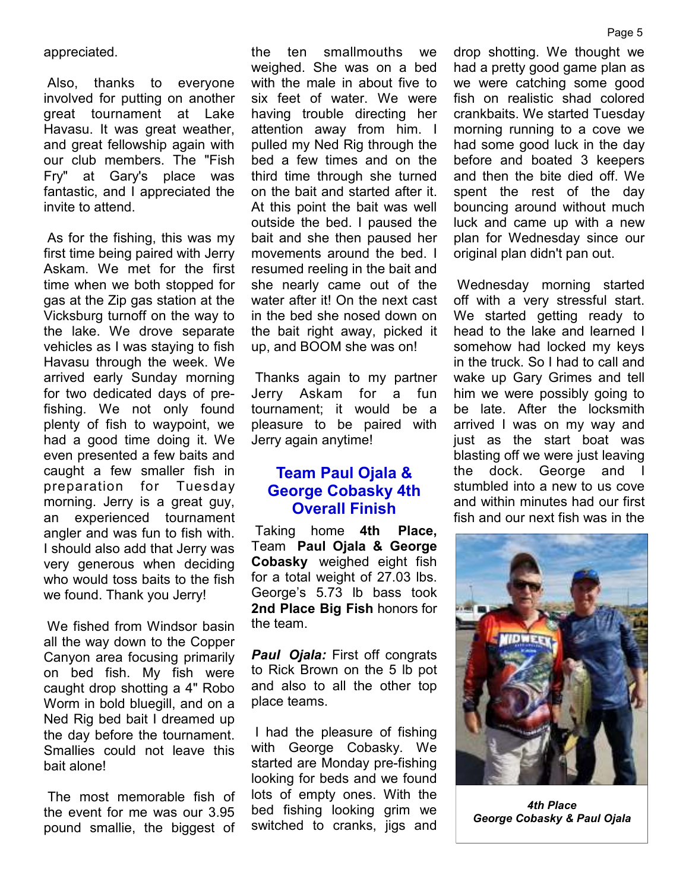appreciated.

Also, thanks to everyone involved for putting on another great tournament at Lake Havasu. It was great weather, and great fellowship again with our club members. The "Fish Fry" at Gary's place was fantastic, and I appreciated the invite to attend.

As for the fishing, this was my first time being paired with Jerry Askam. We met for the first time when we both stopped for gas at the Zip gas station at the Vicksburg turnoff on the way to the lake. We drove separate vehicles as I was staying to fish Havasu through the week. We arrived early Sunday morning for two dedicated days of pre-fishing. We not only found plenty of fish to waypoint, we had a good time doing it. We even presented a few baits and caught a few smaller fish in preparation for Tuesday morning. Jerry is a great guy, an experienced tournament angler and was fun to fish with. I should also add that Jerry was very generous when deciding who would toss baits to the fish we found. Thank you Jerry!

We fished from Windsor basin all the way down to the Copper Canyon area focusing primarily on bed fish. My fish were caught drop shotting a 4" Robo Worm in bold bluegill, and on a Ned Rig bed bait I dreamed up the day before the tournament. Smallies could not leave this bait alone!

The most memorable fish of the event for me was our 3.95 pound smallie, the biggest of the ten smallmouths we weighed. She was on a bed with the male in about five to six feet of water. We were having trouble directing her attention away from him. I pulled my Ned Rig through the bed a few times and on the third time through she turned on the bait and started after it. At this point the bait was well outside the bed. I paused the bait and she then paused her movements around the bed. I resumed reeling in the bait and she nearly came out of the water after it! On the next cast in the bed she nosed down on the bait right away, picked it up, and BOOM she was on!

Thanks again to my partner Jerry Askam for a fun tournament; it would be a pleasure to be paired with Jerry again anytime!

## Team Paul Ojala & George Cobasky 4th Overall Finish

Taking home **4th Place,** Team **Paul Ojala & George Cobasky** weighed eight fish for a total weight of 27.03 lbs. George's 5.73 lb bass took **2nd Place Big Fish** honors for the team.

***Paul Ojala:*** First off congrats to Rick Brown on the 5 lb pot and also to all the other top place teams.

I had the pleasure of fishing with George Cobasky. We started are Monday pre-fishing looking for beds and we found lots of empty ones. With the bed fishing looking grim we switched to cranks, jigs and drop shotting. We thought we had a pretty good game plan as we were catching some good fish on realistic shad colored crankbaits. We started Tuesday morning running to a cove we had some good luck in the day before and boated 3 keepers and then the bite died off. We spent the rest of the day bouncing around without much luck and came up with a new plan for Wednesday since our original plan didn't pan out.

Wednesday morning started off with a very stressful start. We started getting ready to head to the lake and learned I somehow had locked my keys in the truck. So I had to call and wake up Gary Grimes and tell him we were possibly going to be late. After the locksmith arrived I was on my way and just as the start boat was blasting off we were just leaving the dock. George and I stumbled into a new to us cove and within minutes had our first fish and our next fish was in the

***4th Place George Cobasky & Paul Ojala***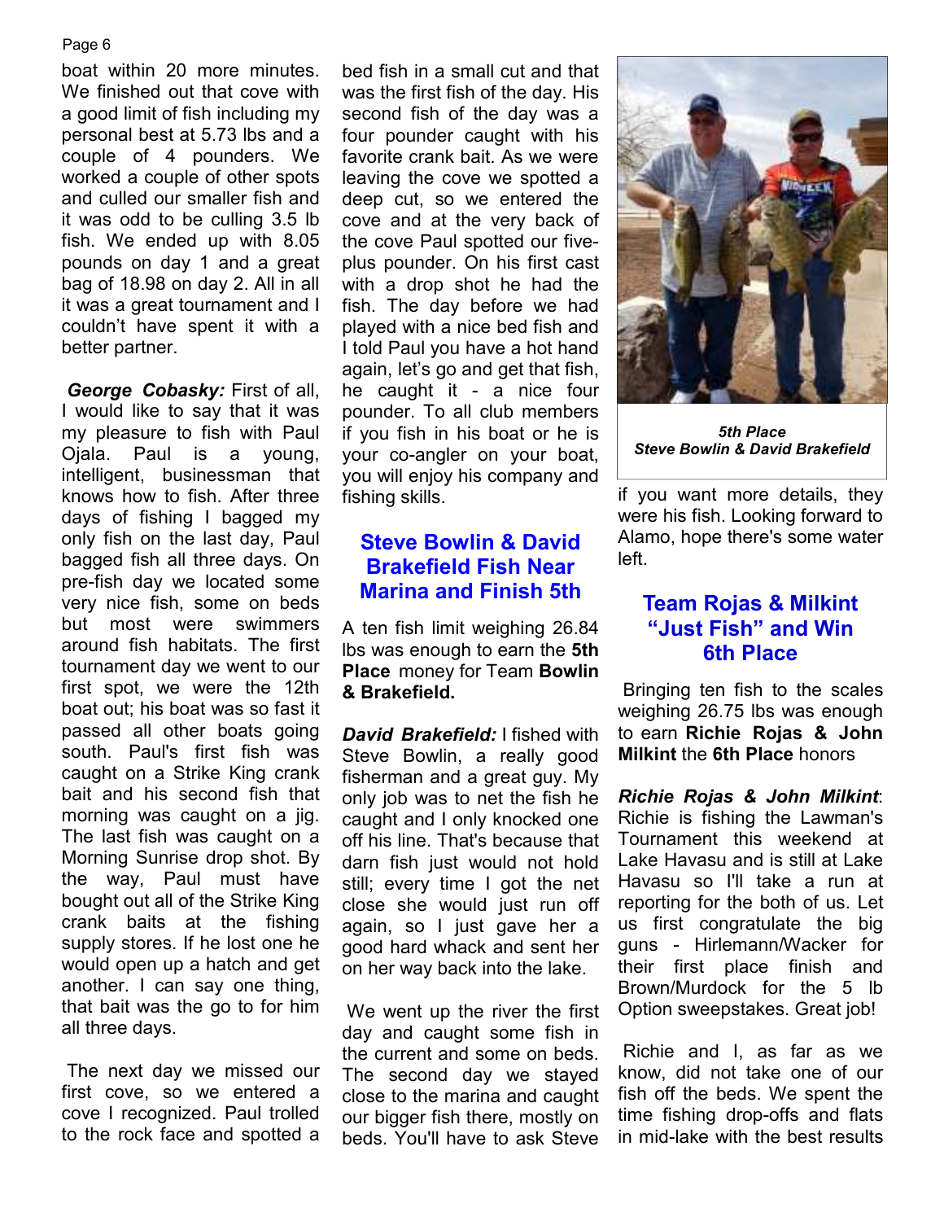boat within 20 more minutes. We finished out that cove with a good limit of fish including my personal best at 5.73 lbs and a couple of 4 pounders. We worked a couple of other spots and culled our smaller fish and it was odd to be culling 3.5 lb fish. We ended up with 8.05 pounds on day 1 and a great bag of 18.98 on day 2. All in all it was a great tournament and I couldn't have spent it with a better partner.

***George Cobasky:*** First of all, I would like to say that it was my pleasure to fish with Paul Ojala. Paul is a young, intelligent, businessman that knows how to fish. After three days of fishing I bagged my only fish on the last day, Paul bagged fish all three days. On pre-fish day we located some very nice fish, some on beds but most were swimmers around fish habitats. The first tournament day we went to our first spot, we were the 12th boat out; his boat was so fast it passed all other boats going south. Paul's first fish was caught on a Strike King crank bait and his second fish that morning was caught on a jig. The last fish was caught on a Morning Sunrise drop shot. By the way, Paul must have bought out all of the Strike King crank baits at the fishing supply stores. If he lost one he would open up a hatch and get another. I can say one thing, that bait was the go to for him all three days.

The next day we missed our first cove, so we entered a cove I recognized. Paul trolled to the rock face and spotted a bed fish in a small cut and that was the first fish of the day. His second fish of the day was a four pounder caught with his favorite crank bait. As we were leaving the cove we spotted a deep cut, so we entered the cove and at the very back of the cove Paul spotted our five-plus pounder. On his first cast with a drop shot he had the fish. The day before we had played with a nice bed fish and I told Paul you have a hot hand again, let's go and get that fish, he caught it - a nice four pounder. To all club members if you fish in his boat or he is your co-angler on your boat, you will enjoy his company and fishing skills.

## Steve Bowlin & David Brakefield Fish Near Marina and Finish 5th

A ten fish limit weighing 26.84 lbs was enough to earn the **5th Place** money for Team **Bowlin & Brakefield.**

***David Brakefield:*** I fished with Steve Bowlin, a really good fisherman and a great guy. My only job was to net the fish he caught and I only knocked one off his line. That's because that darn fish just would not hold still; every time I got the net close she would just run off again, so I just gave her a good hard whack and sent her on her way back into the lake.

We went up the river the first day and caught some fish in the current and some on beds. The second day we stayed close to the marina and caught our bigger fish there, mostly on beds. You'll have to ask Steve if you want more details, they were his fish. Looking forward to Alamo, hope there's some water left.

***5th Place***
***Steve Bowlin & David Brakefield***

## Team Rojas & Milkint "Just Fish" and Win 6th Place

Bringing ten fish to the scales weighing 26.75 lbs was enough to earn **Richie Rojas & John Milkint** the **6th Place** honors

***Richie Rojas & John Milkint***: Richie is fishing the Lawman's Tournament this weekend at Lake Havasu and is still at Lake Havasu so I'll take a run at reporting for the both of us. Let us first congratulate the big guns - Hirlemann/Wacker for their first place finish and Brown/Murdock for the 5 lb Option sweepstakes. Great job!

Richie and I, as far as we know, did not take one of our fish off the beds. We spent the time fishing drop-offs and flats in mid-lake with the best results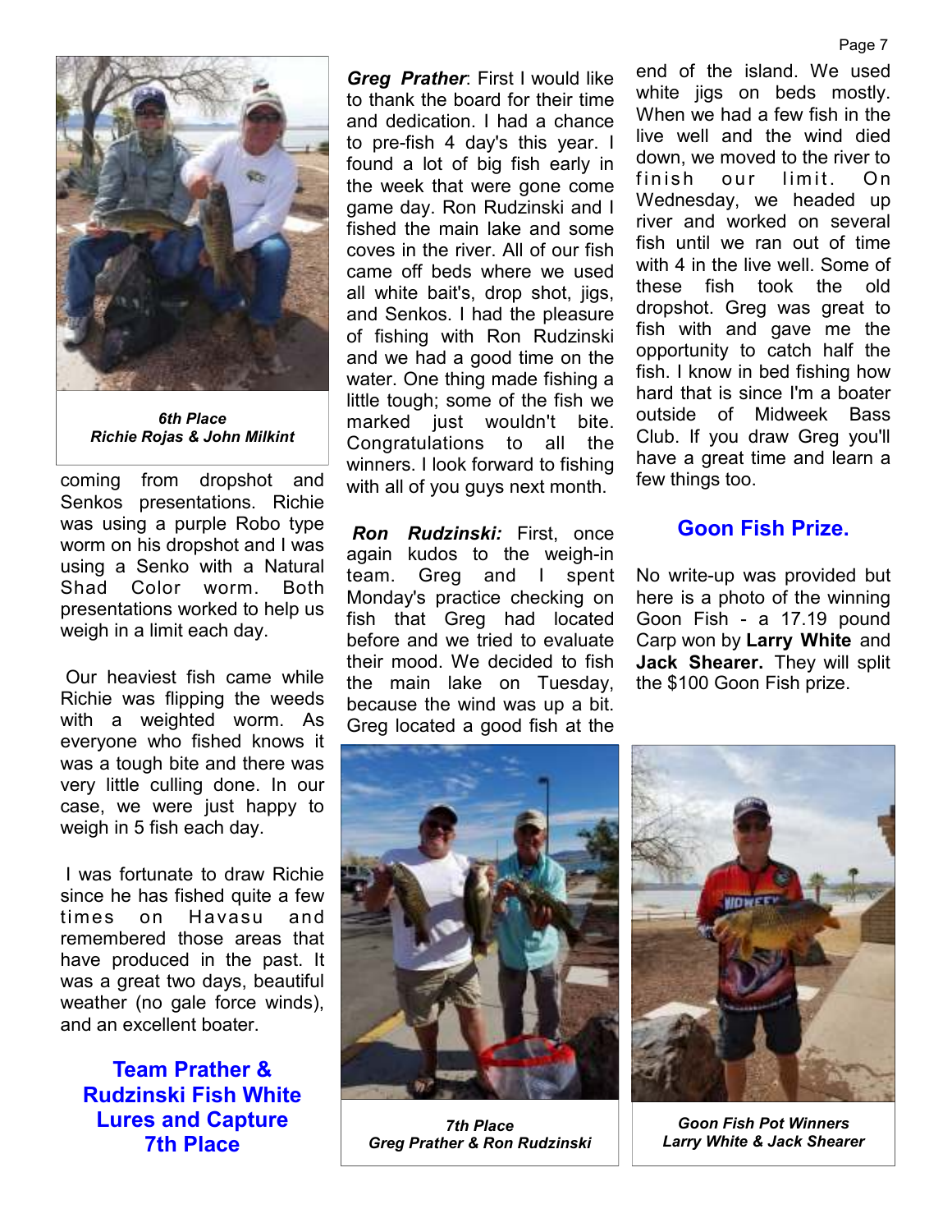*6th Place*
*Richie Rojas & John Milkint*

coming from dropshot and Senkos presentations. Richie was using a purple Robo type worm on his dropshot and I was using a Senko with a Natural Shad Color worm. Both presentations worked to help us weigh in a limit each day.

Our heaviest fish came while Richie was flipping the weeds with a weighted worm. As everyone who fished knows it was a tough bite and there was very little culling done. In our case, we were just happy to weigh in 5 fish each day.

I was fortunate to draw Richie since he has fished quite a few times on Havasu and remembered those areas that have produced in the past. It was a great two days, beautiful weather (no gale force winds), and an excellent boater.

## Team Prather & Rudzinski Fish White Lures and Capture 7th Place

***Greg Prather***: First I would like to thank the board for their time and dedication. I had a chance to pre-fish 4 day's this year. I found a lot of big fish early in the week that were gone come game day. Ron Rudzinski and I fished the main lake and some coves in the river. All of our fish came off beds where we used all white bait's, drop shot, jigs, and Senkos. I had the pleasure of fishing with Ron Rudzinski and we had a good time on the water. One thing made fishing a little tough; some of the fish we marked just wouldn't bite. Congratulations to all the winners. I look forward to fishing with all of you guys next month.

***Ron Rudzinski:*** First, once again kudos to the weigh-in team. Greg and I spent Monday's practice checking on fish that Greg had located before and we tried to evaluate their mood. We decided to fish the main lake on Tuesday, because the wind was up a bit. Greg located a good fish at the end of the island. We used white jigs on beds mostly. When we had a few fish in the live well and the wind died down, we moved to the river to finish our limit. On Wednesday, we headed up river and worked on several fish until we ran out of time with 4 in the live well. Some of these fish took the old dropshot. Greg was great to fish with and gave me the opportunity to catch half the fish. I know in bed fishing how hard that is since I'm a boater outside of Midweek Bass Club. If you draw Greg you'll have a great time and learn a few things too.

*7th Place*
*Greg Prather & Ron Rudzinski*

## Goon Fish Prize.

No write-up was provided but here is a photo of the winning Goon Fish - a 17.19 pound Carp won by **Larry White** and **Jack Shearer.** They will split the $100 Goon Fish prize.

*Goon Fish Pot Winners*
*Larry White & Jack Shearer*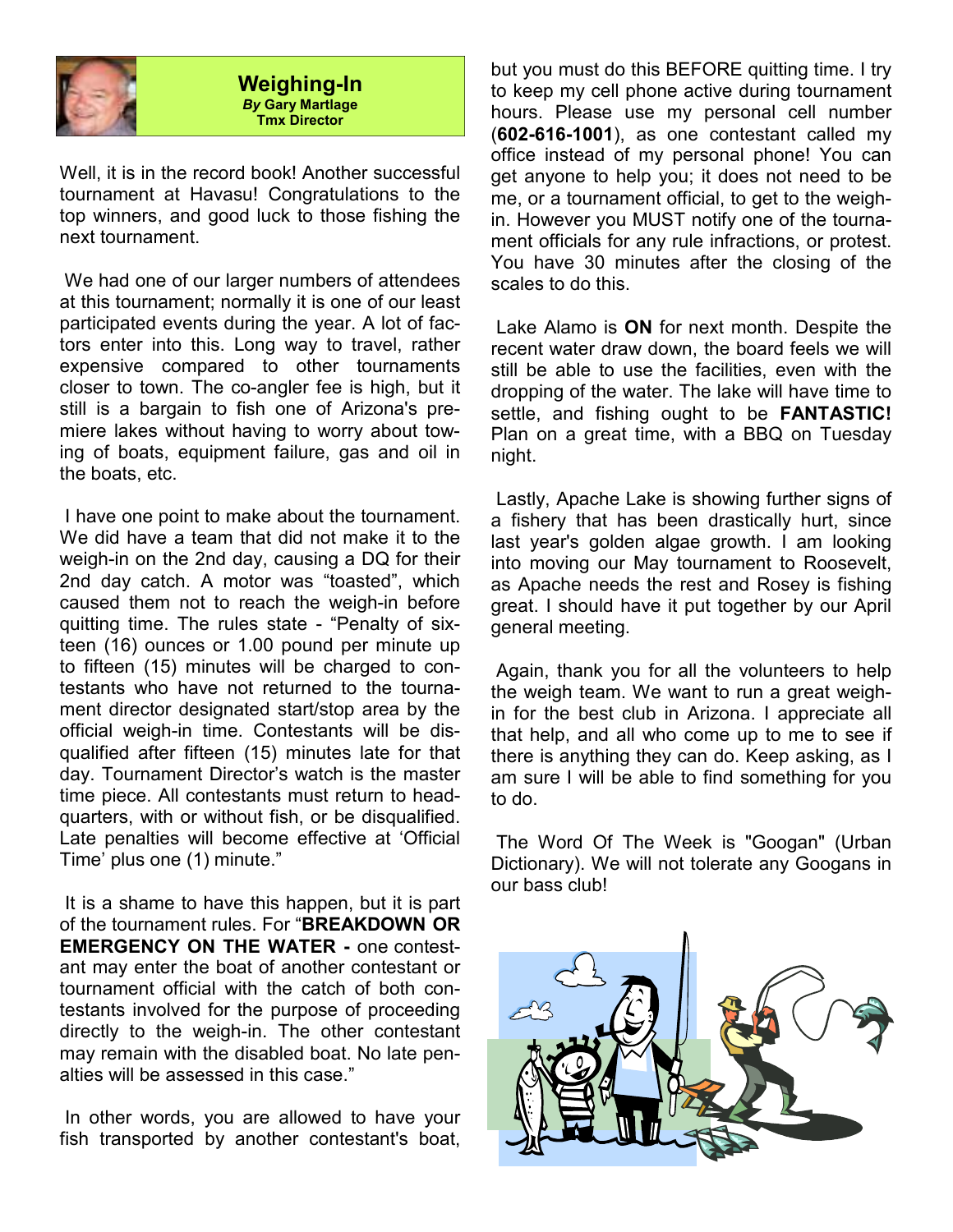## Weighing-In

***By* Gary Martlage**
**Tmx Director**

Well, it is in the record book! Another successful tournament at Havasu! Congratulations to the top winners, and good luck to those fishing the next tournament.

We had one of our larger numbers of attendees at this tournament; normally it is one of our least participated events during the year. A lot of factors enter into this. Long way to travel, rather expensive compared to other tournaments closer to town. The co-angler fee is high, but it still is a bargain to fish one of Arizona's premiere lakes without having to worry about towing of boats, equipment failure, gas and oil in the boats, etc.

I have one point to make about the tournament. We did have a team that did not make it to the weigh-in on the 2nd day, causing a DQ for their 2nd day catch. A motor was "toasted", which caused them not to reach the weigh-in before quitting time. The rules state - "Penalty of sixteen (16) ounces or 1.00 pound per minute up to fifteen (15) minutes will be charged to contestants who have not returned to the tournament director designated start/stop area by the official weigh-in time. Contestants will be disqualified after fifteen (15) minutes late for that day. Tournament Director's watch is the master time piece. All contestants must return to headquarters, with or without fish, or be disqualified. Late penalties will become effective at 'Official Time' plus one (1) minute."

It is a shame to have this happen, but it is part of the tournament rules. For "**BREAKDOWN OR EMERGENCY ON THE WATER -** one contestant may enter the boat of another contestant or tournament official with the catch of both contestants involved for the purpose of proceeding directly to the weigh-in. The other contestant may remain with the disabled boat. No late penalties will be assessed in this case."

In other words, you are allowed to have your fish transported by another contestant's boat, but you must do this BEFORE quitting time. I try to keep my cell phone active during tournament hours. Please use my personal cell number (**602-616-1001**), as one contestant called my office instead of my personal phone! You can get anyone to help you; it does not need to be me, or a tournament official, to get to the weigh-in. However you MUST notify one of the tournament officials for any rule infractions, or protest. You have 30 minutes after the closing of the scales to do this.

Lake Alamo is **ON** for next month. Despite the recent water draw down, the board feels we will still be able to use the facilities, even with the dropping of the water. The lake will have time to settle, and fishing ought to be **FANTASTIC!** Plan on a great time, with a BBQ on Tuesday night.

Lastly, Apache Lake is showing further signs of a fishery that has been drastically hurt, since last year's golden algae growth. I am looking into moving our May tournament to Roosevelt, as Apache needs the rest and Rosey is fishing great. I should have it put together by our April general meeting.

Again, thank you for all the volunteers to help the weigh team. We want to run a great weigh-in for the best club in Arizona. I appreciate all that help, and all who come up to me to see if there is anything they can do. Keep asking, as I am sure I will be able to find something for you to do.

The Word Of The Week is "Googan" (Urban Dictionary). We will not tolerate any Googans in our bass club!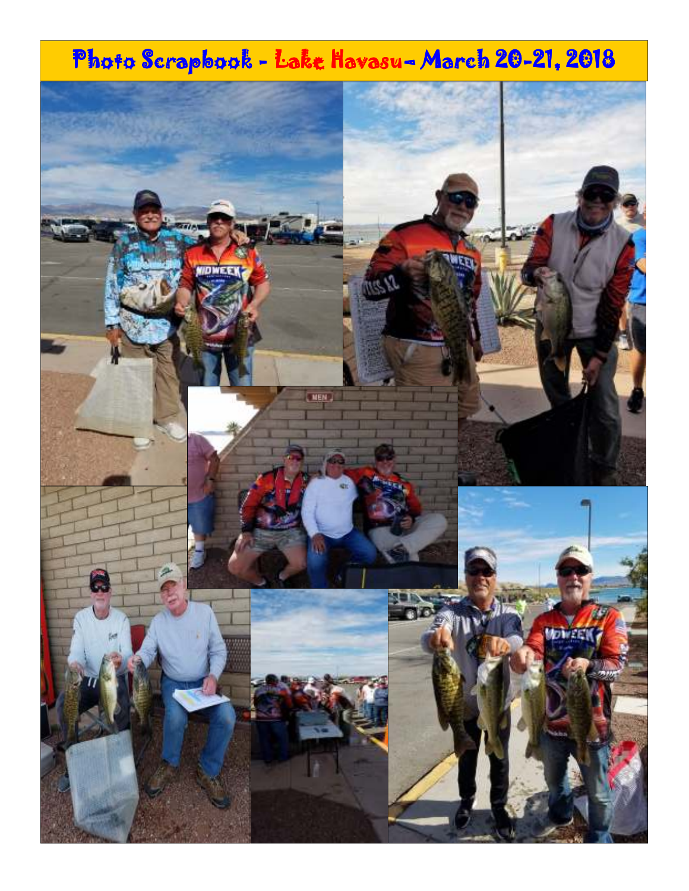# Photo Scrapbook - Lake Havasu - March 20-21, 2018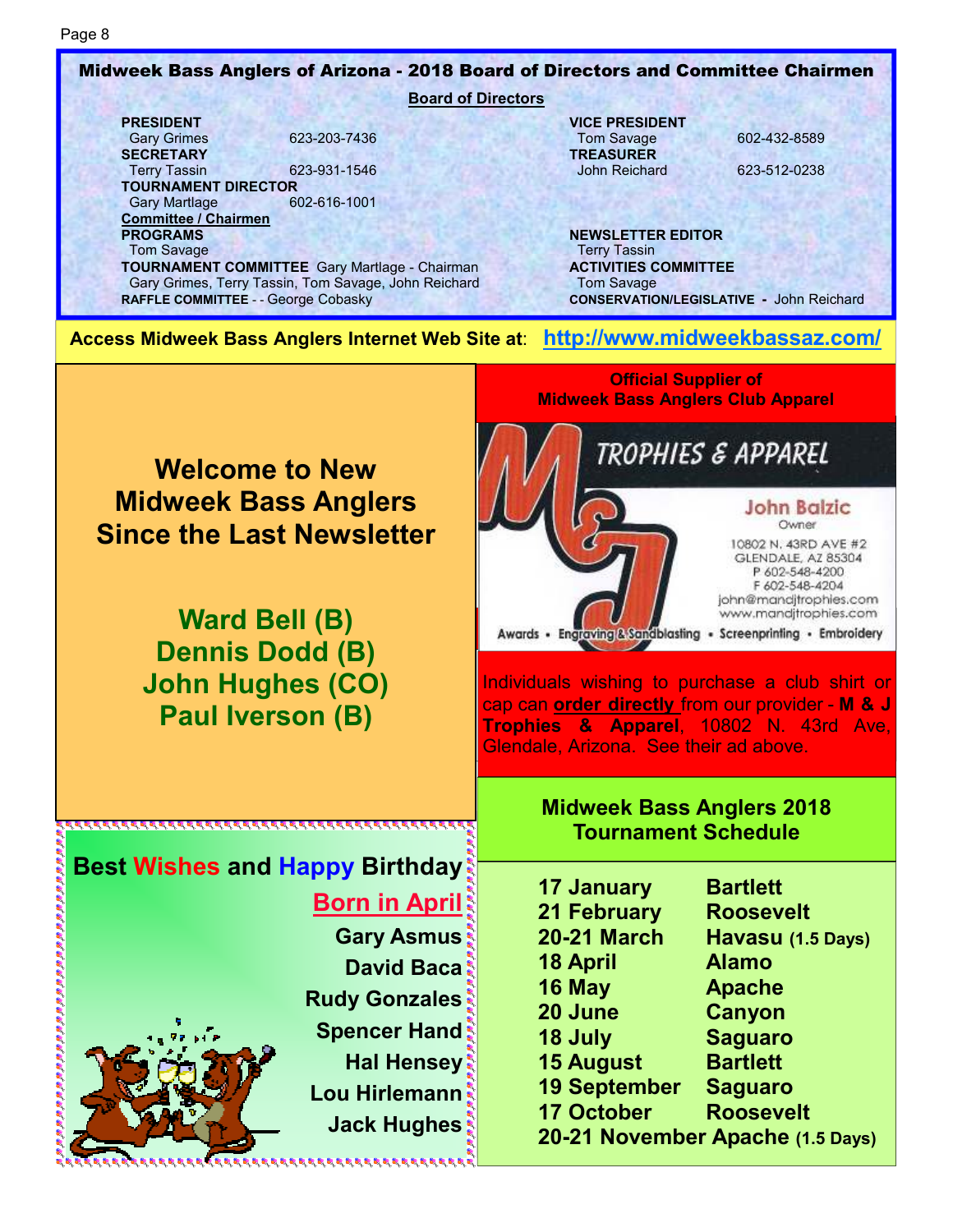## Midweek Bass Anglers of Arizona - 2018 Board of Directors and Committee Chairmen

**Board of Directors**

**PRESIDENT**
Gary Grimes 623-203-7436

**SECRETARY**
Terry Tassin 623-931-1546

**TOURNAMENT DIRECTOR**
Gary Martlage 602-616-1001

**VICE PRESIDENT**
Tom Savage 602-432-8589

**TREASURER**
John Reichard 623-512-0238

**Committee / Chairmen**

**PROGRAMS**
Tom Savage

**TOURNAMENT COMMITTEE** Gary Martlage - Chairman
Gary Grimes, Terry Tassin, Tom Savage, John Reichard

**RAFFLE COMMITTEE** - - George Cobasky

**NEWSLETTER EDITOR**
Terry Tassin

**ACTIVITIES COMMITTEE**
Tom Savage

**CONSERVATION/LEGISLATIVE** - John Reichard

**Access Midweek Bass Anglers Internet Web Site at**: http://www.midweekbassaz.com/

## Welcome to New Midweek Bass Anglers Since the Last Newsletter

**Ward Bell (B)**
**Dennis Dodd (B)**
**John Hughes (CO)**
**Paul Iverson (B)**

**Official Supplier of Midweek Bass Anglers Club Apparel**

M&J TROPHIES & APPAREL
John Balzic
Owner
10802 N. 43RD AVE #2
GLENDALE, AZ 85304
P 602-548-4200
F 602-548-4204
john@mandjtrophies.com
www.mandjtrophies.com
Awards • Engraving & Sandblasting • Screenprinting • Embroidery

Individuals wishing to purchase a club shirt or cap can **order directly** from our provider - **M & J Trophies & Apparel**, 10802 N. 43rd Ave, Glendale, Arizona. See their ad above.

## Best Wishes and Happy Birthday

**Born in April**

Gary Asmus
David Baca
Rudy Gonzales
Spencer Hand
Hal Hensey
Lou Hirlemann
Jack Hughes

## Midweek Bass Anglers 2018 Tournament Schedule

| | |
|---|---|
| 17 January | Bartlett |
| 21 February | Roosevelt |
| 20-21 March | Havasu (1.5 Days) |
| 18 April | Alamo |
| 16 May | Apache |
| 20 June | Canyon |
| 18 July | Saguaro |
| 15 August | Bartlett |
| 19 September | Saguaro |
| 17 October | Roosevelt |
| 20-21 November | Apache (1.5 Days) |